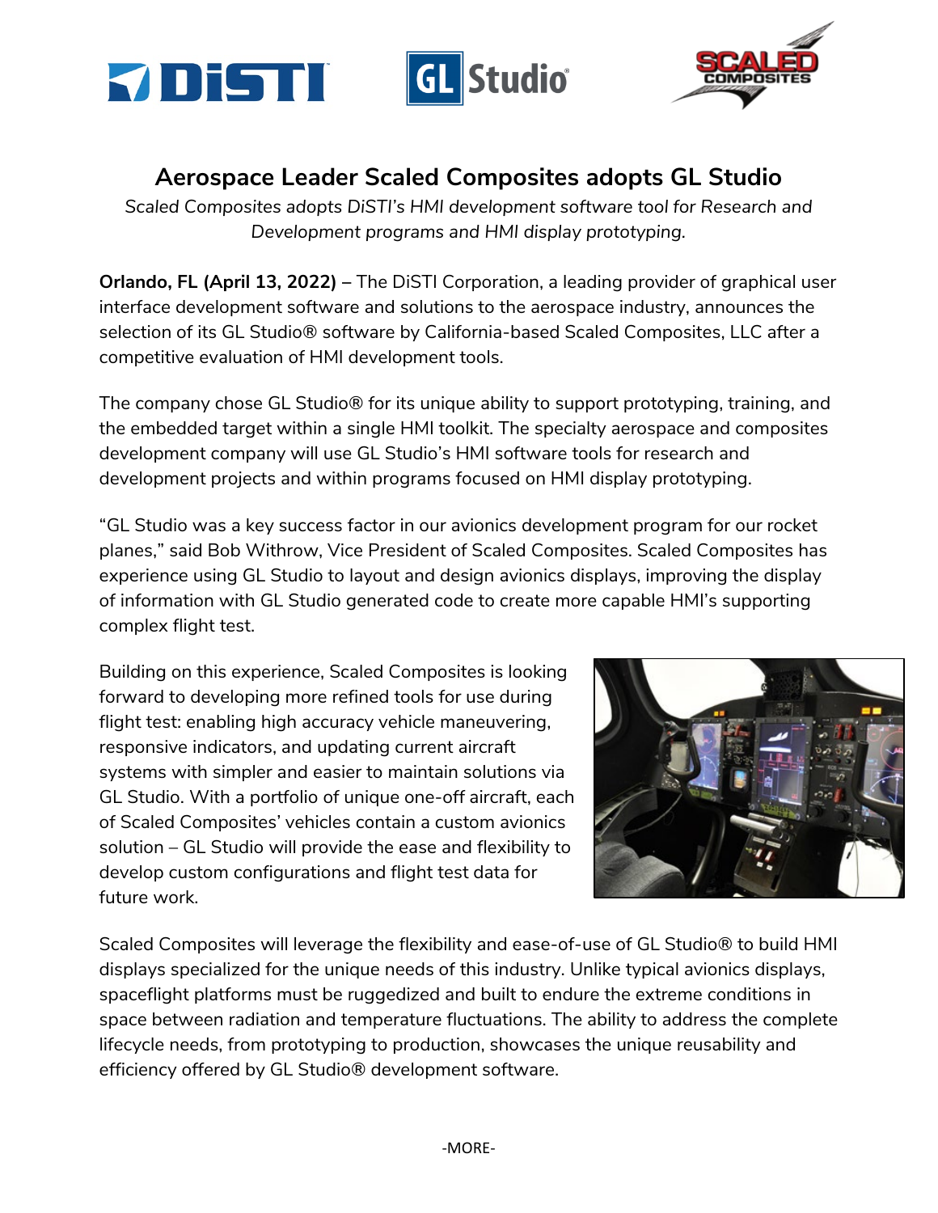# Aerospace Leader Scaled Composites adopts GL Studio

*Scaled Composites adopts DiSTI's HMI development software tool for Research and Development programs and HMI display prototyping.*

**Orlando, FL (April 13, 2022)** – The DiSTI Corporation, a leading provider of graphical user interface development software and solutions to the aerospace industry, announces the selection of its GL Studio® software by California-based Scaled Composites, LLC after a competitive evaluation of HMI development tools.

The company chose GL Studio® for its unique ability to support prototyping, training, and the embedded target within a single HMI toolkit. The specialty aerospace and composites development company will use GL Studio's HMI software tools for research and development projects and within programs focused on HMI display prototyping.

"GL Studio was a key success factor in our avionics development program for our rocket planes," said Bob Withrow, Vice President of Scaled Composites. Scaled Composites has experience using GL Studio to layout and design avionics displays, improving the display of information with GL Studio generated code to create more capable HMI's supporting complex flight test.

Building on this experience, Scaled Composites is looking forward to developing more refined tools for use during flight test: enabling high accuracy vehicle maneuvering, responsive indicators, and updating current aircraft systems with simpler and easier to maintain solutions via GL Studio. With a portfolio of unique one-off aircraft, each of Scaled Composites' vehicles contain a custom avionics solution – GL Studio will provide the ease and flexibility to develop custom configurations and flight test data for future work.

Scaled Composites will leverage the flexibility and ease-of-use of GL Studio® to build HMI displays specialized for the unique needs of this industry. Unlike typical avionics displays, spaceflight platforms must be ruggedized and built to endure the extreme conditions in space between radiation and temperature fluctuations. The ability to address the complete lifecycle needs, from prototyping to production, showcases the unique reusability and efficiency offered by GL Studio® development software.

-MORE-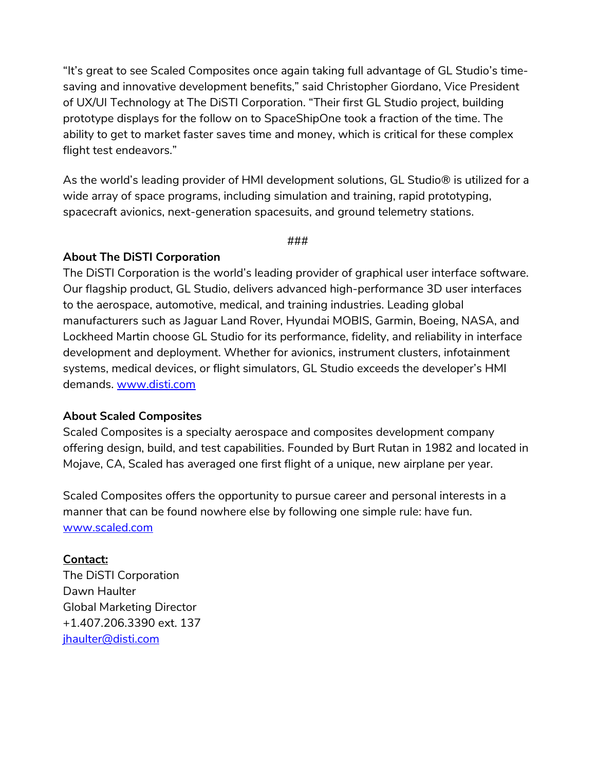"It's great to see Scaled Composites once again taking full advantage of GL Studio's time-saving and innovative development benefits," said Christopher Giordano, Vice President of UX/UI Technology at The DiSTI Corporation. "Their first GL Studio project, building prototype displays for the follow on to SpaceShipOne took a fraction of the time. The ability to get to market faster saves time and money, which is critical for these complex flight test endeavors."

As the world's leading provider of HMI development solutions, GL Studio® is utilized for a wide array of space programs, including simulation and training, rapid prototyping, spacecraft avionics, next-generation spacesuits, and ground telemetry stations.

###

**About The DiSTI Corporation**

The DiSTI Corporation is the world's leading provider of graphical user interface software. Our flagship product, GL Studio, delivers advanced high-performance 3D user interfaces to the aerospace, automotive, medical, and training industries. Leading global manufacturers such as Jaguar Land Rover, Hyundai MOBIS, Garmin, Boeing, NASA, and Lockheed Martin choose GL Studio for its performance, fidelity, and reliability in interface development and deployment. Whether for avionics, instrument clusters, infotainment systems, medical devices, or flight simulators, GL Studio exceeds the developer's HMI demands. [www.disti.com](www.disti.com)

**About Scaled Composites**

Scaled Composites is a specialty aerospace and composites development company offering design, build, and test capabilities. Founded by Burt Rutan in 1982 and located in Mojave, CA, Scaled has averaged one first flight of a unique, new airplane per year.

Scaled Composites offers the opportunity to pursue career and personal interests in a manner that can be found nowhere else by following one simple rule: have fun. [www.scaled.com](www.scaled.com)

**Contact:**

The DiSTI Corporation
Dawn Haulter
Global Marketing Director
+1.407.206.3390 ext. 137
[jhaulter@disti.com](mailto:jhaulter@disti.com)